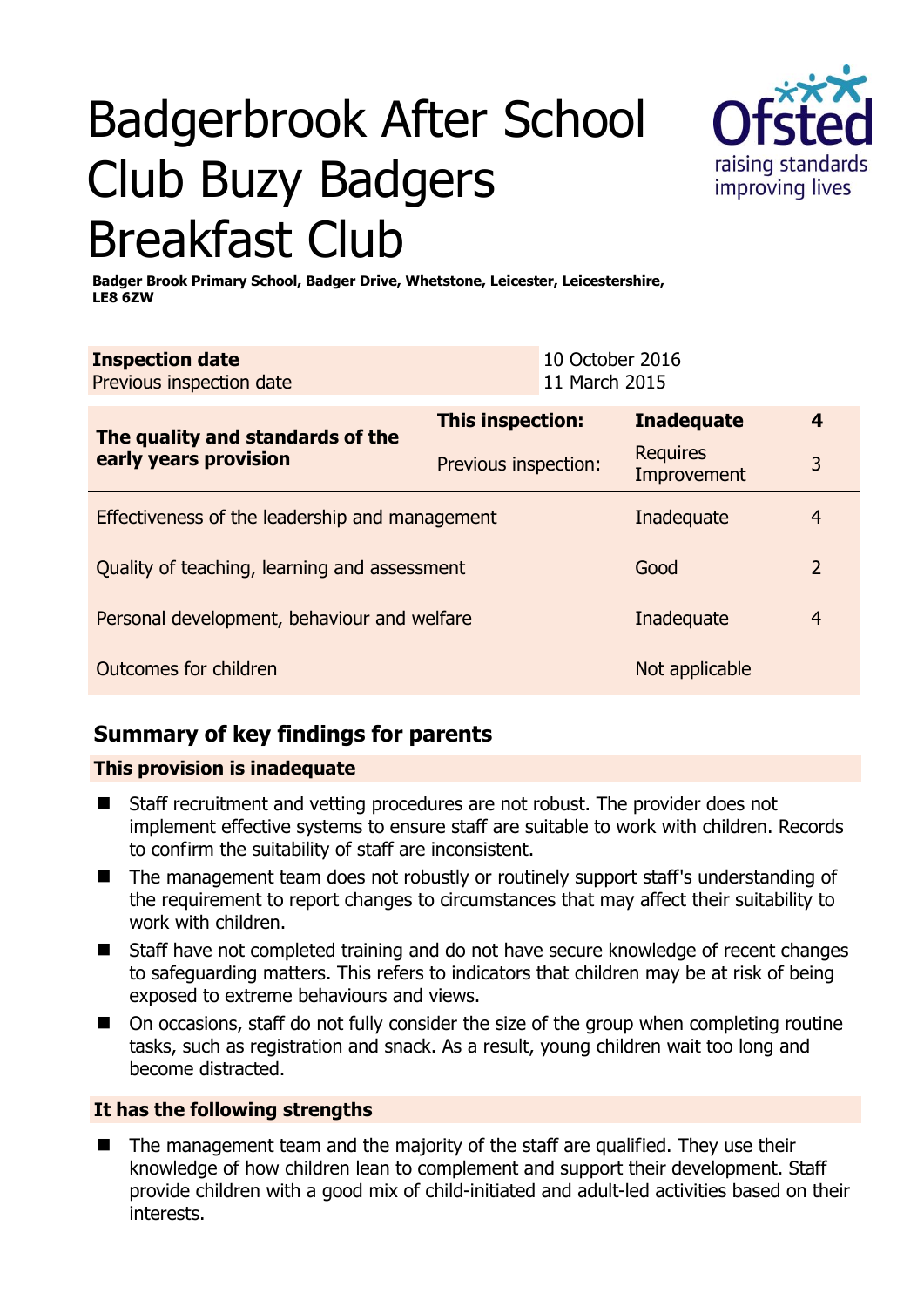# Badgerbrook After School Club Buzy Badgers Breakfast Club

**Badger Brook Primary School, Badger Drive, Whetstone, Leicester, Leicestershire, LE8 6ZW**

| **Inspection date** | 10 October 2016 |
|---|---|
| Previous inspection date | 11 March 2015 |

| | | | |
|---|---|---|---|
| **The quality and standards of the early years provision** | **This inspection:** | **Inadequate** | **4** |
| | Previous inspection: | Requires Improvement | 3 |
| Effectiveness of the leadership and management | | Inadequate | 4 |
| Quality of teaching, learning and assessment | | Good | 2 |
| Personal development, behaviour and welfare | | Inadequate | 4 |
| Outcomes for children | | Not applicable | |

## Summary of key findings for parents

**This provision is inadequate**

- Staff recruitment and vetting procedures are not robust. The provider does not implement effective systems to ensure staff are suitable to work with children. Records to confirm the suitability of staff are inconsistent.
- The management team does not robustly or routinely support staff's understanding of the requirement to report changes to circumstances that may affect their suitability to work with children.
- Staff have not completed training and do not have secure knowledge of recent changes to safeguarding matters. This refers to indicators that children may be at risk of being exposed to extreme behaviours and views.
- On occasions, staff do not fully consider the size of the group when completing routine tasks, such as registration and snack. As a result, young children wait too long and become distracted.

**It has the following strengths**

- The management team and the majority of the staff are qualified. They use their knowledge of how children lean to complement and support their development. Staff provide children with a good mix of child-initiated and adult-led activities based on their interests.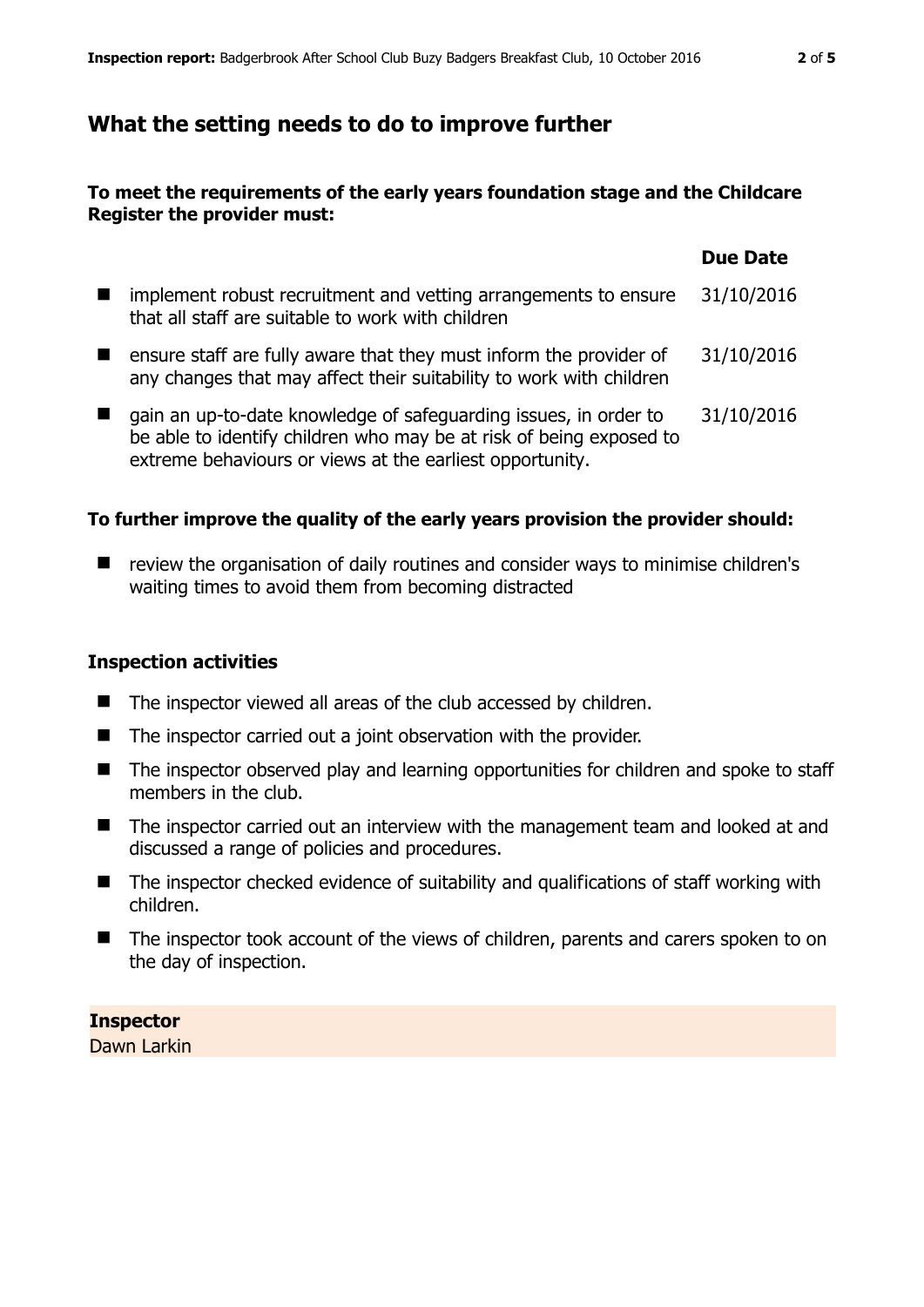## What the setting needs to do to improve further

**To meet the requirements of the early years foundation stage and the Childcare Register the provider must:**

| | Due Date |
|---|---|
| implement robust recruitment and vetting arrangements to ensure that all staff are suitable to work with children | 31/10/2016 |
| ensure staff are fully aware that they must inform the provider of any changes that may affect their suitability to work with children | 31/10/2016 |
| gain an up-to-date knowledge of safeguarding issues, in order to be able to identify children who may be at risk of being exposed to extreme behaviours or views at the earliest opportunity. | 31/10/2016 |

**To further improve the quality of the early years provision the provider should:**

- review the organisation of daily routines and consider ways to minimise children's waiting times to avoid them from becoming distracted

### Inspection activities

- The inspector viewed all areas of the club accessed by children.
- The inspector carried out a joint observation with the provider.
- The inspector observed play and learning opportunities for children and spoke to staff members in the club.
- The inspector carried out an interview with the management team and looked at and discussed a range of policies and procedures.
- The inspector checked evidence of suitability and qualifications of staff working with children.
- The inspector took account of the views of children, parents and carers spoken to on the day of inspection.

**Inspector**
Dawn Larkin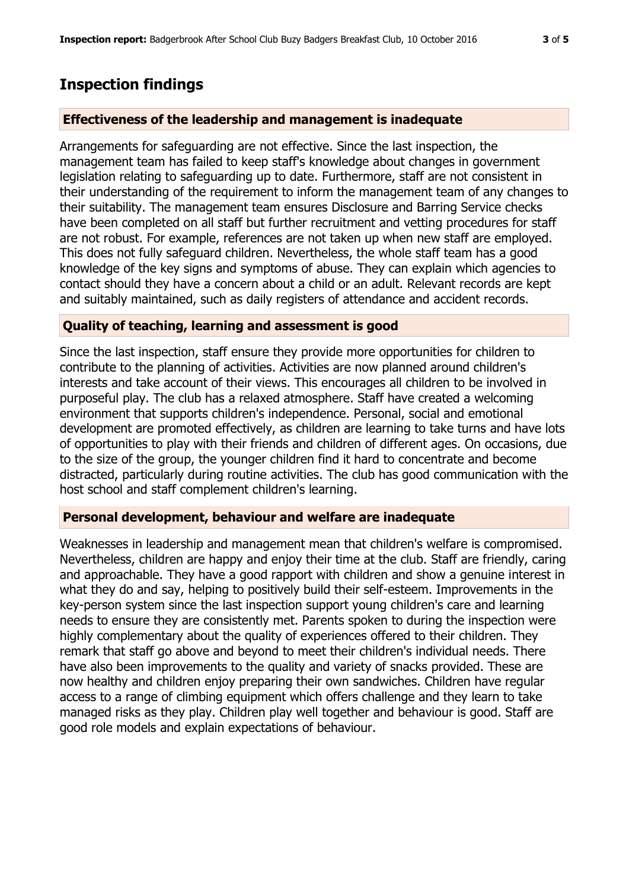## Inspection findings

### Effectiveness of the leadership and management is inadequate

Arrangements for safeguarding are not effective. Since the last inspection, the management team has failed to keep staff's knowledge about changes in government legislation relating to safeguarding up to date. Furthermore, staff are not consistent in their understanding of the requirement to inform the management team of any changes to their suitability. The management team ensures Disclosure and Barring Service checks have been completed on all staff but further recruitment and vetting procedures for staff are not robust. For example, references are not taken up when new staff are employed. This does not fully safeguard children. Nevertheless, the whole staff team has a good knowledge of the key signs and symptoms of abuse. They can explain which agencies to contact should they have a concern about a child or an adult. Relevant records are kept and suitably maintained, such as daily registers of attendance and accident records.

### Quality of teaching, learning and assessment is good

Since the last inspection, staff ensure they provide more opportunities for children to contribute to the planning of activities. Activities are now planned around children's interests and take account of their views. This encourages all children to be involved in purposeful play. The club has a relaxed atmosphere. Staff have created a welcoming environment that supports children's independence. Personal, social and emotional development are promoted effectively, as children are learning to take turns and have lots of opportunities to play with their friends and children of different ages. On occasions, due to the size of the group, the younger children find it hard to concentrate and become distracted, particularly during routine activities. The club has good communication with the host school and staff complement children's learning.

### Personal development, behaviour and welfare are inadequate

Weaknesses in leadership and management mean that children's welfare is compromised. Nevertheless, children are happy and enjoy their time at the club. Staff are friendly, caring and approachable. They have a good rapport with children and show a genuine interest in what they do and say, helping to positively build their self-esteem. Improvements in the key-person system since the last inspection support young children's care and learning needs to ensure they are consistently met. Parents spoken to during the inspection were highly complementary about the quality of experiences offered to their children. They remark that staff go above and beyond to meet their children's individual needs. There have also been improvements to the quality and variety of snacks provided. These are now healthy and children enjoy preparing their own sandwiches. Children have regular access to a range of climbing equipment which offers challenge and they learn to take managed risks as they play. Children play well together and behaviour is good. Staff are good role models and explain expectations of behaviour.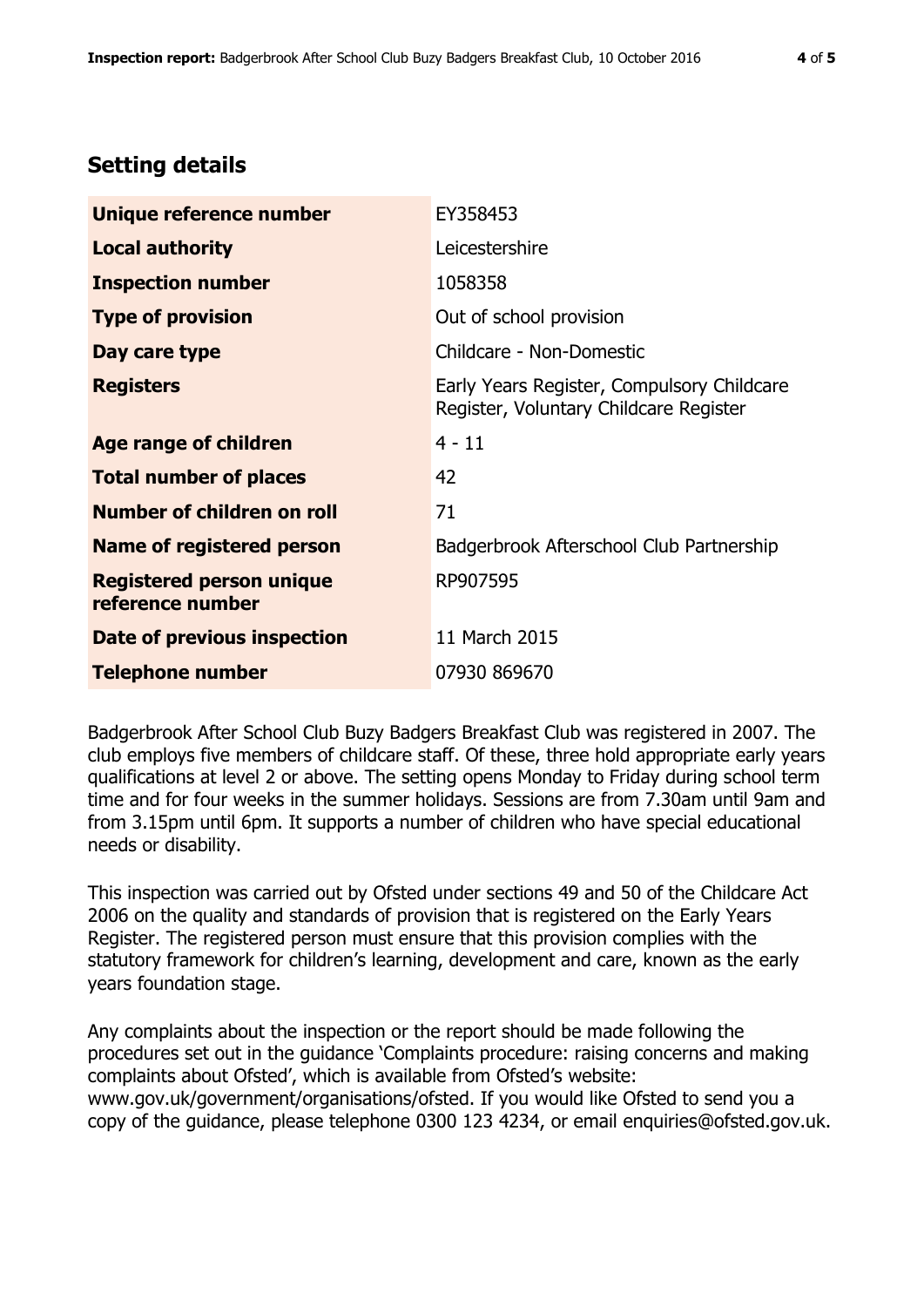## Setting details

| | |
|---|---|
| **Unique reference number** | EY358453 |
| **Local authority** | Leicestershire |
| **Inspection number** | 1058358 |
| **Type of provision** | Out of school provision |
| **Day care type** | Childcare - Non-Domestic |
| **Registers** | Early Years Register, Compulsory Childcare Register, Voluntary Childcare Register |
| **Age range of children** | 4 - 11 |
| **Total number of places** | 42 |
| **Number of children on roll** | 71 |
| **Name of registered person** | Badgerbrook Afterschool Club Partnership |
| **Registered person unique reference number** | RP907595 |
| **Date of previous inspection** | 11 March 2015 |
| **Telephone number** | 07930 869670 |

Badgerbrook After School Club Buzy Badgers Breakfast Club was registered in 2007. The club employs five members of childcare staff. Of these, three hold appropriate early years qualifications at level 2 or above. The setting opens Monday to Friday during school term time and for four weeks in the summer holidays. Sessions are from 7.30am until 9am and from 3.15pm until 6pm. It supports a number of children who have special educational needs or disability.

This inspection was carried out by Ofsted under sections 49 and 50 of the Childcare Act 2006 on the quality and standards of provision that is registered on the Early Years Register. The registered person must ensure that this provision complies with the statutory framework for children's learning, development and care, known as the early years foundation stage.

Any complaints about the inspection or the report should be made following the procedures set out in the guidance 'Complaints procedure: raising concerns and making complaints about Ofsted', which is available from Ofsted's website: www.gov.uk/government/organisations/ofsted. If you would like Ofsted to send you a copy of the guidance, please telephone 0300 123 4234, or email enquiries@ofsted.gov.uk.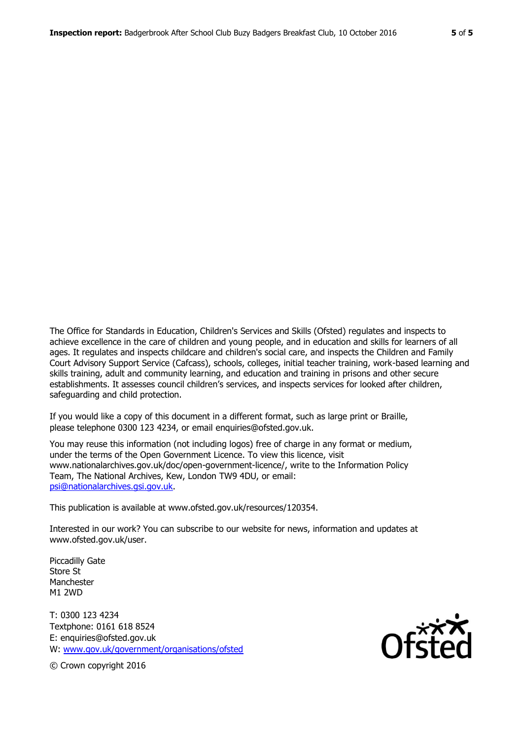The Office for Standards in Education, Children's Services and Skills (Ofsted) regulates and inspects to achieve excellence in the care of children and young people, and in education and skills for learners of all ages. It regulates and inspects childcare and children's social care, and inspects the Children and Family Court Advisory Support Service (Cafcass), schools, colleges, initial teacher training, work-based learning and skills training, adult and community learning, and education and training in prisons and other secure establishments. It assesses council children's services, and inspects services for looked after children, safeguarding and child protection.

If you would like a copy of this document in a different format, such as large print or Braille, please telephone 0300 123 4234, or email enquiries@ofsted.gov.uk.

You may reuse this information (not including logos) free of charge in any format or medium, under the terms of the Open Government Licence. To view this licence, visit www.nationalarchives.gov.uk/doc/open-government-licence/, write to the Information Policy Team, The National Archives, Kew, London TW9 4DU, or email: psi@nationalarchives.gsi.gov.uk.

This publication is available at www.ofsted.gov.uk/resources/120354.

Interested in our work? You can subscribe to our website for news, information and updates at www.ofsted.gov.uk/user.

Piccadilly Gate
Store St
Manchester
M1 2WD

T: 0300 123 4234
Textphone: 0161 618 8524
E: enquiries@ofsted.gov.uk
W: www.gov.uk/government/organisations/ofsted

© Crown copyright 2016